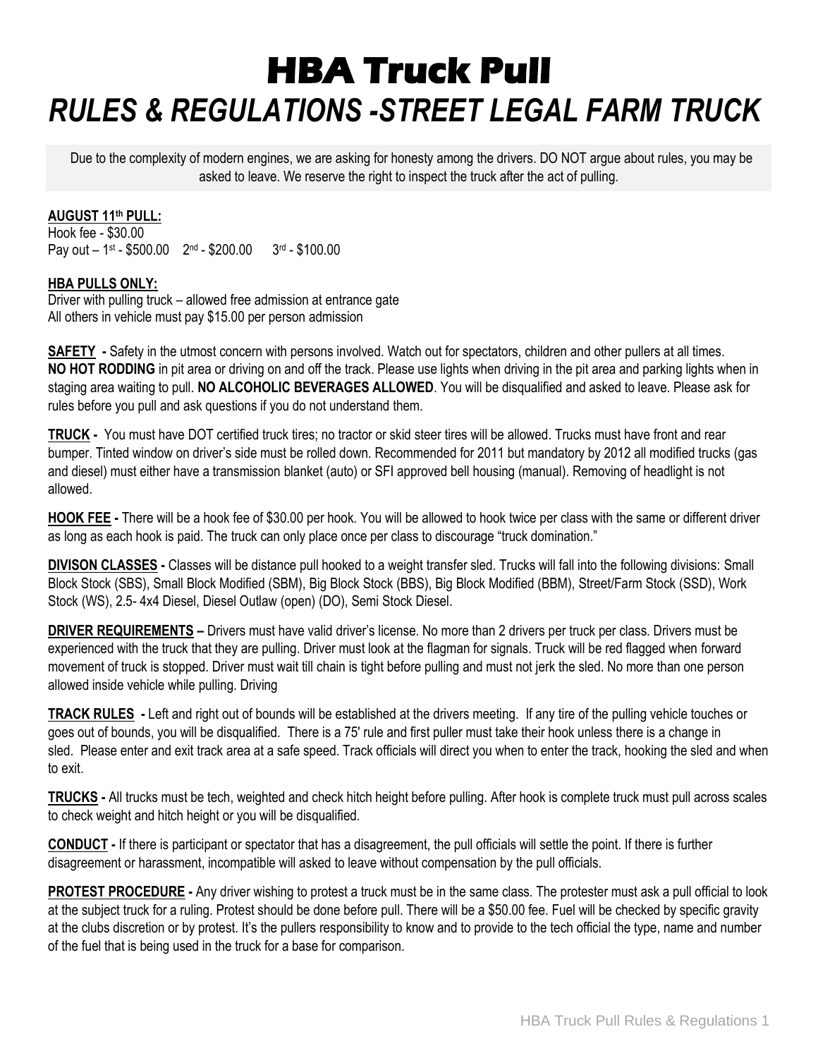# HBA Truck Pull

## *RULES & REGULATIONS -STREET LEGAL FARM TRUCK*

Due to the complexity of modern engines, we are asking for honesty among the drivers. DO NOT argue about rules, you may be asked to leave. We reserve the right to inspect the truck after the act of pulling.

**AUGUST 11th PULL:**
Hook fee - $30.00
Pay out – 1st - $500.00 2nd - $200.00 3rd - $100.00

**HBA PULLS ONLY:**
Driver with pulling truck – allowed free admission at entrance gate
All others in vehicle must pay $15.00 per person admission

**SAFETY -** Safety in the utmost concern with persons involved. Watch out for spectators, children and other pullers at all times. **NO HOT RODDING** in pit area or driving on and off the track. Please use lights when driving in the pit area and parking lights when in staging area waiting to pull. **NO ALCOHOLIC BEVERAGES ALLOWED**. You will be disqualified and asked to leave. Please ask for rules before you pull and ask questions if you do not understand them.

**TRUCK -** You must have DOT certified truck tires; no tractor or skid steer tires will be allowed. Trucks must have front and rear bumper. Tinted window on driver's side must be rolled down. Recommended for 2011 but mandatory by 2012 all modified trucks (gas and diesel) must either have a transmission blanket (auto) or SFI approved bell housing (manual). Removing of headlight is not allowed.

**HOOK FEE -** There will be a hook fee of $30.00 per hook. You will be allowed to hook twice per class with the same or different driver as long as each hook is paid. The truck can only place once per class to discourage "truck domination."

**DIVISON CLASSES -** Classes will be distance pull hooked to a weight transfer sled. Trucks will fall into the following divisions: Small Block Stock (SBS), Small Block Modified (SBM), Big Block Stock (BBS), Big Block Modified (BBM), Street/Farm Stock (SSD), Work Stock (WS), 2.5- 4x4 Diesel, Diesel Outlaw (open) (DO), Semi Stock Diesel.

**DRIVER REQUIREMENTS –** Drivers must have valid driver's license. No more than 2 drivers per truck per class. Drivers must be experienced with the truck that they are pulling. Driver must look at the flagman for signals. Truck will be red flagged when forward movement of truck is stopped. Driver must wait till chain is tight before pulling and must not jerk the sled. No more than one person allowed inside vehicle while pulling. Driving

**TRACK RULES -** Left and right out of bounds will be established at the drivers meeting. If any tire of the pulling vehicle touches or goes out of bounds, you will be disqualified. There is a 75' rule and first puller must take their hook unless there is a change in sled. Please enter and exit track area at a safe speed. Track officials will direct you when to enter the track, hooking the sled and when to exit.

**TRUCKS -** All trucks must be tech, weighted and check hitch height before pulling. After hook is complete truck must pull across scales to check weight and hitch height or you will be disqualified.

**CONDUCT -** If there is participant or spectator that has a disagreement, the pull officials will settle the point. If there is further disagreement or harassment, incompatible will asked to leave without compensation by the pull officials.

**PROTEST PROCEDURE -** Any driver wishing to protest a truck must be in the same class. The protester must ask a pull official to look at the subject truck for a ruling. Protest should be done before pull. There will be a $50.00 fee. Fuel will be checked by specific gravity at the clubs discretion or by protest. It's the pullers responsibility to know and to provide to the tech official the type, name and number of the fuel that is being used in the truck for a base for comparison.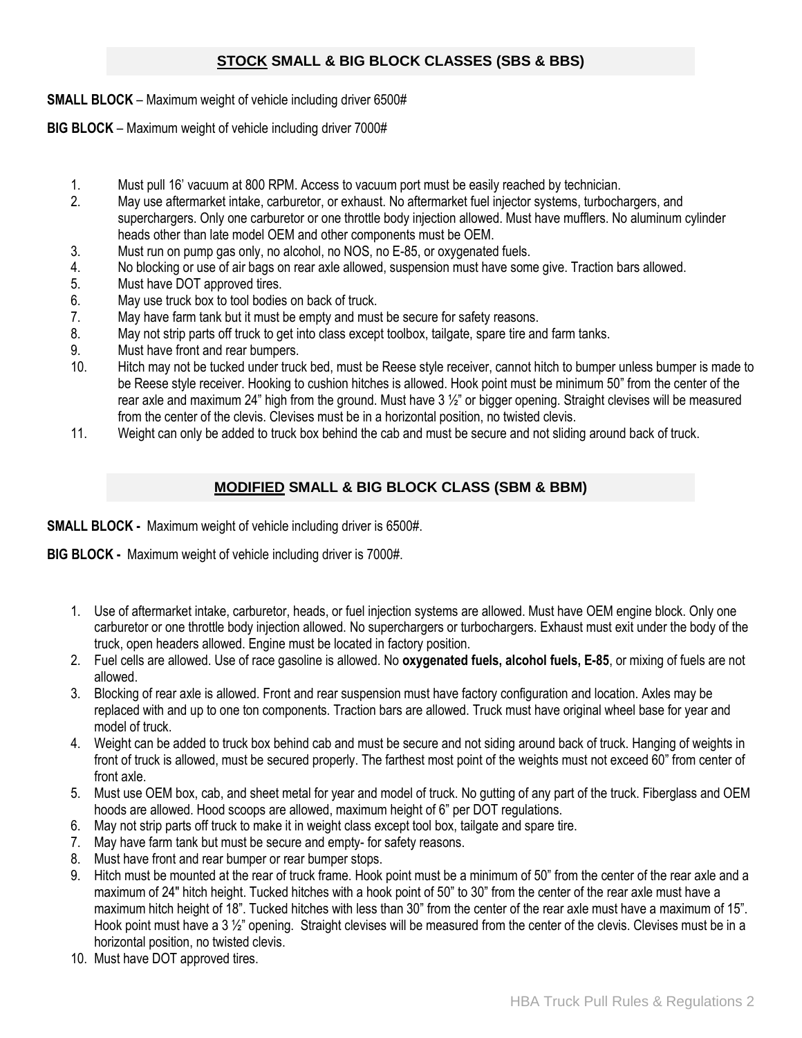## **STOCK** SMALL & BIG BLOCK CLASSES (SBS & BBS)

**SMALL BLOCK** – Maximum weight of vehicle including driver 6500#

**BIG BLOCK** – Maximum weight of vehicle including driver 7000#

1. Must pull 16' vacuum at 800 RPM. Access to vacuum port must be easily reached by technician.
2. May use aftermarket intake, carburetor, or exhaust. No aftermarket fuel injector systems, turbochargers, and superchargers. Only one carburetor or one throttle body injection allowed. Must have mufflers. No aluminum cylinder heads other than late model OEM and other components must be OEM.
3. Must run on pump gas only, no alcohol, no NOS, no E-85, or oxygenated fuels.
4. No blocking or use of air bags on rear axle allowed, suspension must have some give. Traction bars allowed.
5. Must have DOT approved tires.
6. May use truck box to tool bodies on back of truck.
7. May have farm tank but it must be empty and must be secure for safety reasons.
8. May not strip parts off truck to get into class except toolbox, tailgate, spare tire and farm tanks.
9. Must have front and rear bumpers.
10. Hitch may not be tucked under truck bed, must be Reese style receiver, cannot hitch to bumper unless bumper is made to be Reese style receiver. Hooking to cushion hitches is allowed. Hook point must be minimum 50" from the center of the rear axle and maximum 24" high from the ground. Must have 3 ½" or bigger opening. Straight clevises will be measured from the center of the clevis. Clevises must be in a horizontal position, no twisted clevis.
11. Weight can only be added to truck box behind the cab and must be secure and not sliding around back of truck.

## **MODIFIED** SMALL & BIG BLOCK CLASS (SBM & BBM)

**SMALL BLOCK -** Maximum weight of vehicle including driver is 6500#.

**BIG BLOCK -** Maximum weight of vehicle including driver is 7000#.

1. Use of aftermarket intake, carburetor, heads, or fuel injection systems are allowed. Must have OEM engine block. Only one carburetor or one throttle body injection allowed. No superchargers or turbochargers. Exhaust must exit under the body of the truck, open headers allowed. Engine must be located in factory position.
2. Fuel cells are allowed. Use of race gasoline is allowed. No **oxygenated fuels, alcohol fuels, E-85**, or mixing of fuels are not allowed.
3. Blocking of rear axle is allowed. Front and rear suspension must have factory configuration and location. Axles may be replaced with and up to one ton components. Traction bars are allowed. Truck must have original wheel base for year and model of truck.
4. Weight can be added to truck box behind cab and must be secure and not siding around back of truck. Hanging of weights in front of truck is allowed, must be secured properly. The farthest most point of the weights must not exceed 60" from center of front axle.
5. Must use OEM box, cab, and sheet metal for year and model of truck. No gutting of any part of the truck. Fiberglass and OEM hoods are allowed. Hood scoops are allowed, maximum height of 6" per DOT regulations.
6. May not strip parts off truck to make it in weight class except tool box, tailgate and spare tire.
7. May have farm tank but must be secure and empty- for safety reasons.
8. Must have front and rear bumper or rear bumper stops.
9. Hitch must be mounted at the rear of truck frame. Hook point must be a minimum of 50" from the center of the rear axle and a maximum of 24" hitch height. Tucked hitches with a hook point of 50" to 30" from the center of the rear axle must have a maximum hitch height of 18". Tucked hitches with less than 30" from the center of the rear axle must have a maximum of 15". Hook point must have a 3 ½" opening. Straight clevises will be measured from the center of the clevis. Clevises must be in a horizontal position, no twisted clevis.
10. Must have DOT approved tires.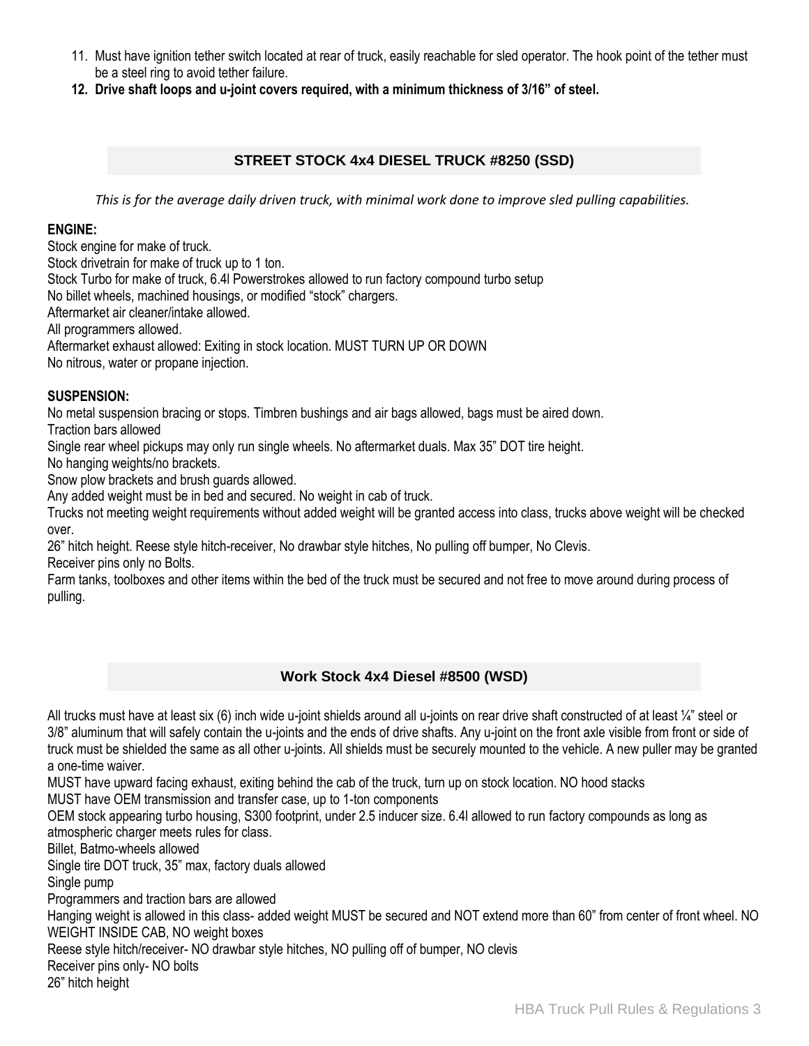11. Must have ignition tether switch located at rear of truck, easily reachable for sled operator. The hook point of the tether must be a steel ring to avoid tether failure.
12. **Drive shaft loops and u-joint covers required, with a minimum thickness of 3/16" of steel.**

## STREET STOCK 4x4 DIESEL TRUCK #8250 (SSD)

*This is for the average daily driven truck, with minimal work done to improve sled pulling capabilities.*

**ENGINE:**

Stock engine for make of truck.
Stock drivetrain for make of truck up to 1 ton.
Stock Turbo for make of truck, 6.4l Powerstrokes allowed to run factory compound turbo setup
No billet wheels, machined housings, or modified "stock" chargers.
Aftermarket air cleaner/intake allowed.
All programmers allowed.
Aftermarket exhaust allowed: Exiting in stock location. MUST TURN UP OR DOWN
No nitrous, water or propane injection.

**SUSPENSION:**

No metal suspension bracing or stops. Timbren bushings and air bags allowed, bags must be aired down.
Traction bars allowed
Single rear wheel pickups may only run single wheels. No aftermarket duals. Max 35" DOT tire height.
No hanging weights/no brackets.
Snow plow brackets and brush guards allowed.
Any added weight must be in bed and secured. No weight in cab of truck.
Trucks not meeting weight requirements without added weight will be granted access into class, trucks above weight will be checked over.
26" hitch height. Reese style hitch-receiver, No drawbar style hitches, No pulling off bumper, No Clevis.
Receiver pins only no Bolts.
Farm tanks, toolboxes and other items within the bed of the truck must be secured and not free to move around during process of pulling.

## Work Stock 4x4 Diesel #8500 (WSD)

All trucks must have at least six (6) inch wide u-joint shields around all u-joints on rear drive shaft constructed of at least ¼" steel or 3/8" aluminum that will safely contain the u-joints and the ends of drive shafts. Any u-joint on the front axle visible from front or side of truck must be shielded the same as all other u-joints. All shields must be securely mounted to the vehicle. A new puller may be granted a one-time waiver.
MUST have upward facing exhaust, exiting behind the cab of the truck, turn up on stock location. NO hood stacks
MUST have OEM transmission and transfer case, up to 1-ton components
OEM stock appearing turbo housing, S300 footprint, under 2.5 inducer size. 6.4l allowed to run factory compounds as long as atmospheric charger meets rules for class.
Billet, Batmo-wheels allowed
Single tire DOT truck, 35" max, factory duals allowed
Single pump
Programmers and traction bars are allowed
Hanging weight is allowed in this class- added weight MUST be secured and NOT extend more than 60" from center of front wheel. NO WEIGHT INSIDE CAB, NO weight boxes
Reese style hitch/receiver- NO drawbar style hitches, NO pulling off of bumper, NO clevis
Receiver pins only- NO bolts
26" hitch height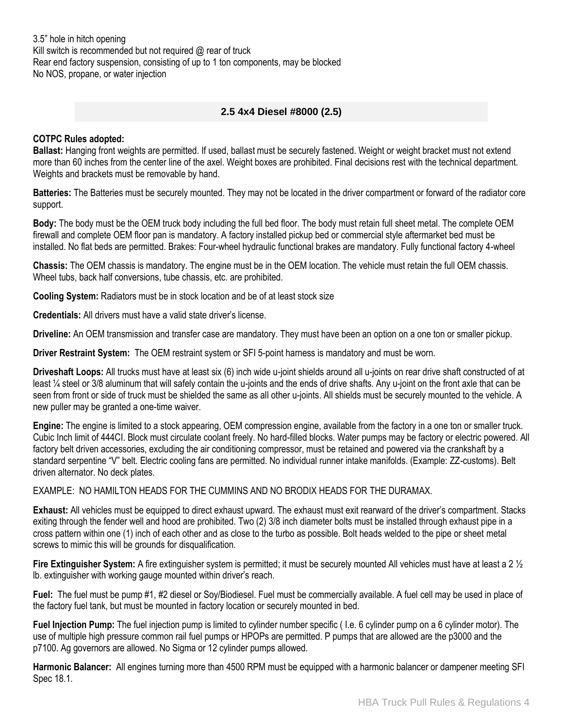3.5" hole in hitch opening
Kill switch is recommended but not required @ rear of truck
Rear end factory suspension, consisting of up to 1 ton components, may be blocked
No NOS, propane, or water injection

## 2.5 4x4 Diesel #8000 (2.5)

**COTPC Rules adopted:**

**Ballast:** Hanging front weights are permitted. If used, ballast must be securely fastened. Weight or weight bracket must not extend more than 60 inches from the center line of the axel. Weight boxes are prohibited. Final decisions rest with the technical department. Weights and brackets must be removable by hand.

**Batteries:** The Batteries must be securely mounted. They may not be located in the driver compartment or forward of the radiator core support.

**Body:** The body must be the OEM truck body including the full bed floor. The body must retain full sheet metal. The complete OEM firewall and complete OEM floor pan is mandatory. A factory installed pickup bed or commercial style aftermarket bed must be installed. No flat beds are permitted. Brakes: Four-wheel hydraulic functional brakes are mandatory. Fully functional factory 4-wheel

**Chassis:** The OEM chassis is mandatory. The engine must be in the OEM location. The vehicle must retain the full OEM chassis. Wheel tubs, back half conversions, tube chassis, etc. are prohibited.

**Cooling System:** Radiators must be in stock location and be of at least stock size

**Credentials:** All drivers must have a valid state driver's license.

**Driveline:** An OEM transmission and transfer case are mandatory. They must have been an option on a one ton or smaller pickup.

**Driver Restraint System:** The OEM restraint system or SFI 5-point harness is mandatory and must be worn.

**Driveshaft Loops:** All trucks must have at least six (6) inch wide u-joint shields around all u-joints on rear drive shaft constructed of at least ¼ steel or 3/8 aluminum that will safely contain the u-joints and the ends of drive shafts. Any u-joint on the front axle that can be seen from front or side of truck must be shielded the same as all other u-joints. All shields must be securely mounted to the vehicle. A new puller may be granted a one-time waiver.

**Engine:** The engine is limited to a stock appearing, OEM compression engine, available from the factory in a one ton or smaller truck. Cubic Inch limit of 444CI. Block must circulate coolant freely. No hard-filled blocks. Water pumps may be factory or electric powered. All factory belt driven accessories, excluding the air conditioning compressor, must be retained and powered via the crankshaft by a standard serpentine "V" belt. Electric cooling fans are permitted. No individual runner intake manifolds. (Example: ZZ-customs). Belt driven alternator. No deck plates.

EXAMPLE: NO HAMILTON HEADS FOR THE CUMMINS AND NO BRODIX HEADS FOR THE DURAMAX.

**Exhaust:** All vehicles must be equipped to direct exhaust upward. The exhaust must exit rearward of the driver's compartment. Stacks exiting through the fender well and hood are prohibited. Two (2) 3/8 inch diameter bolts must be installed through exhaust pipe in a cross pattern within one (1) inch of each other and as close to the turbo as possible. Bolt heads welded to the pipe or sheet metal screws to mimic this will be grounds for disqualification.

**Fire Extinguisher System:** A fire extinguisher system is permitted; it must be securely mounted All vehicles must have at least a 2 ½ lb. extinguisher with working gauge mounted within driver's reach.

**Fuel:** The fuel must be pump #1, #2 diesel or Soy/Biodiesel. Fuel must be commercially available. A fuel cell may be used in place of the factory fuel tank, but must be mounted in factory location or securely mounted in bed.

**Fuel Injection Pump:** The fuel injection pump is limited to cylinder number specific ( I.e. 6 cylinder pump on a 6 cylinder motor). The use of multiple high pressure common rail fuel pumps or HPOPs are permitted. P pumps that are allowed are the p3000 and the p7100. Ag governors are allowed. No Sigma or 12 cylinder pumps allowed.

**Harmonic Balancer:** All engines turning more than 4500 RPM must be equipped with a harmonic balancer or dampener meeting SFI Spec 18.1.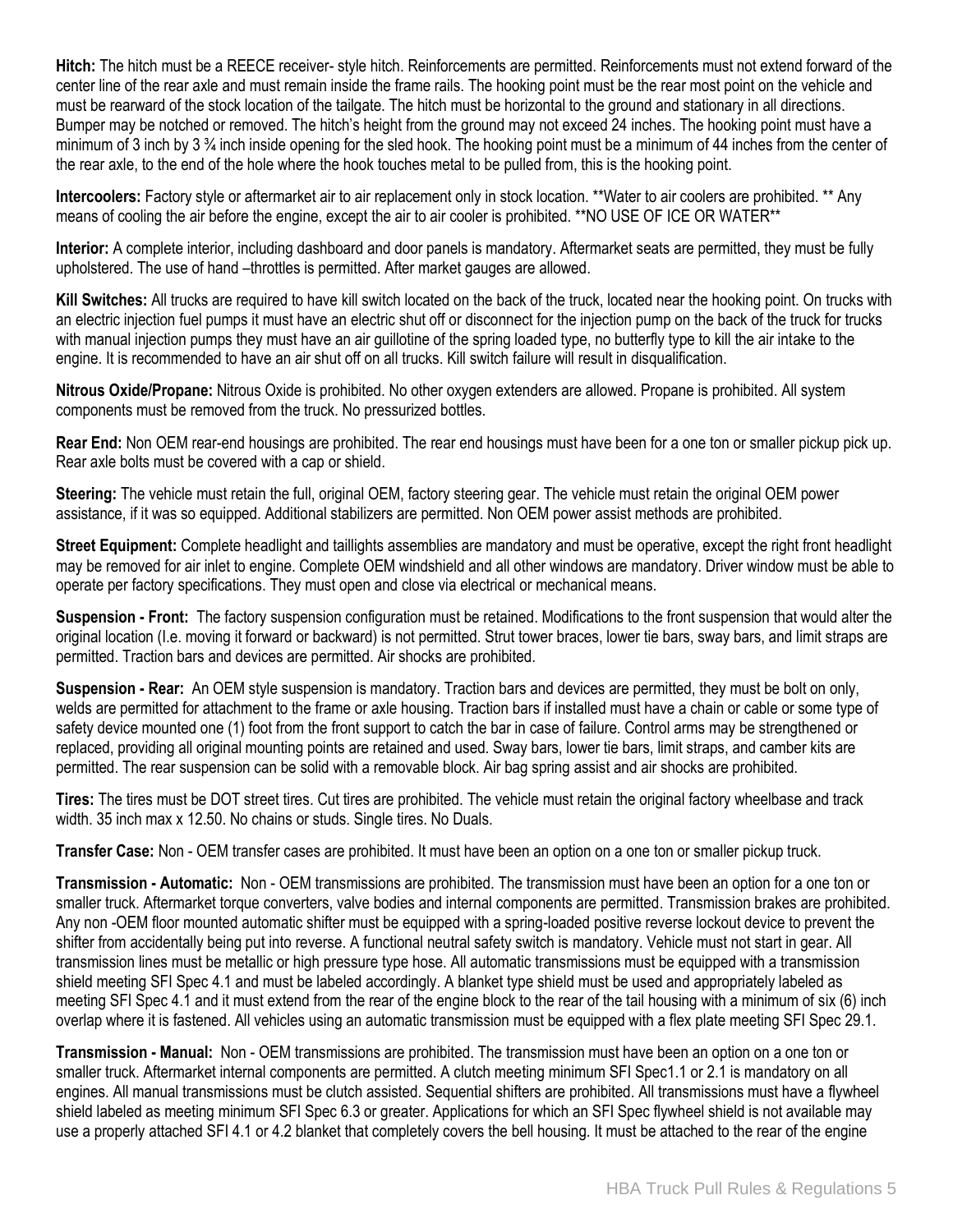**Hitch:** The hitch must be a REECE receiver- style hitch. Reinforcements are permitted. Reinforcements must not extend forward of the center line of the rear axle and must remain inside the frame rails. The hooking point must be the rear most point on the vehicle and must be rearward of the stock location of the tailgate. The hitch must be horizontal to the ground and stationary in all directions. Bumper may be notched or removed. The hitch's height from the ground may not exceed 24 inches. The hooking point must have a minimum of 3 inch by 3 ¾ inch inside opening for the sled hook. The hooking point must be a minimum of 44 inches from the center of the rear axle, to the end of the hole where the hook touches metal to be pulled from, this is the hooking point.

**Intercoolers:** Factory style or aftermarket air to air replacement only in stock location. **Water to air coolers are prohibited. ** Any means of cooling the air before the engine, except the air to air cooler is prohibited. **NO USE OF ICE OR WATER**

**Interior:** A complete interior, including dashboard and door panels is mandatory. Aftermarket seats are permitted, they must be fully upholstered. The use of hand –throttles is permitted. After market gauges are allowed.

**Kill Switches:** All trucks are required to have kill switch located on the back of the truck, located near the hooking point. On trucks with an electric injection fuel pumps it must have an electric shut off or disconnect for the injection pump on the back of the truck for trucks with manual injection pumps they must have an air guillotine of the spring loaded type, no butterfly type to kill the air intake to the engine. It is recommended to have an air shut off on all trucks. Kill switch failure will result in disqualification.

**Nitrous Oxide/Propane:** Nitrous Oxide is prohibited. No other oxygen extenders are allowed. Propane is prohibited. All system components must be removed from the truck. No pressurized bottles.

**Rear End:** Non OEM rear-end housings are prohibited. The rear end housings must have been for a one ton or smaller pickup pick up. Rear axle bolts must be covered with a cap or shield.

**Steering:** The vehicle must retain the full, original OEM, factory steering gear. The vehicle must retain the original OEM power assistance, if it was so equipped. Additional stabilizers are permitted. Non OEM power assist methods are prohibited.

**Street Equipment:** Complete headlight and taillights assemblies are mandatory and must be operative, except the right front headlight may be removed for air inlet to engine. Complete OEM windshield and all other windows are mandatory. Driver window must be able to operate per factory specifications. They must open and close via electrical or mechanical means.

**Suspension - Front:** The factory suspension configuration must be retained. Modifications to the front suspension that would alter the original location (I.e. moving it forward or backward) is not permitted. Strut tower braces, lower tie bars, sway bars, and limit straps are permitted. Traction bars and devices are permitted. Air shocks are prohibited.

**Suspension - Rear:** An OEM style suspension is mandatory. Traction bars and devices are permitted, they must be bolt on only, welds are permitted for attachment to the frame or axle housing. Traction bars if installed must have a chain or cable or some type of safety device mounted one (1) foot from the front support to catch the bar in case of failure. Control arms may be strengthened or replaced, providing all original mounting points are retained and used. Sway bars, lower tie bars, limit straps, and camber kits are permitted. The rear suspension can be solid with a removable block. Air bag spring assist and air shocks are prohibited.

**Tires:** The tires must be DOT street tires. Cut tires are prohibited. The vehicle must retain the original factory wheelbase and track width. 35 inch max x 12.50. No chains or studs. Single tires. No Duals.

**Transfer Case:** Non - OEM transfer cases are prohibited. It must have been an option on a one ton or smaller pickup truck.

**Transmission - Automatic:** Non - OEM transmissions are prohibited. The transmission must have been an option for a one ton or smaller truck. Aftermarket torque converters, valve bodies and internal components are permitted. Transmission brakes are prohibited. Any non -OEM floor mounted automatic shifter must be equipped with a spring-loaded positive reverse lockout device to prevent the shifter from accidentally being put into reverse. A functional neutral safety switch is mandatory. Vehicle must not start in gear. All transmission lines must be metallic or high pressure type hose. All automatic transmissions must be equipped with a transmission shield meeting SFI Spec 4.1 and must be labeled accordingly. A blanket type shield must be used and appropriately labeled as meeting SFI Spec 4.1 and it must extend from the rear of the engine block to the rear of the tail housing with a minimum of six (6) inch overlap where it is fastened. All vehicles using an automatic transmission must be equipped with a flex plate meeting SFI Spec 29.1.

**Transmission - Manual:** Non - OEM transmissions are prohibited. The transmission must have been an option on a one ton or smaller truck. Aftermarket internal components are permitted. A clutch meeting minimum SFI Spec1.1 or 2.1 is mandatory on all engines. All manual transmissions must be clutch assisted. Sequential shifters are prohibited. All transmissions must have a flywheel shield labeled as meeting minimum SFI Spec 6.3 or greater. Applications for which an SFI Spec flywheel shield is not available may use a properly attached SFI 4.1 or 4.2 blanket that completely covers the bell housing. It must be attached to the rear of the engine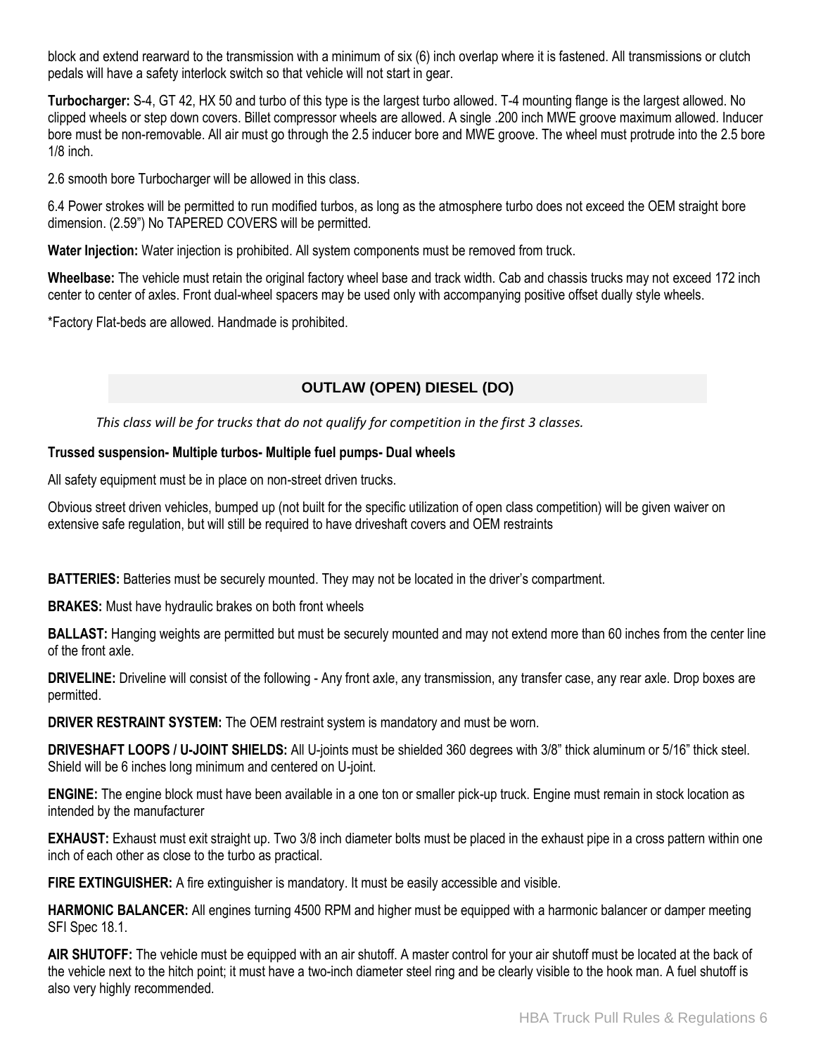block and extend rearward to the transmission with a minimum of six (6) inch overlap where it is fastened. All transmissions or clutch pedals will have a safety interlock switch so that vehicle will not start in gear.

**Turbocharger:** S-4, GT 42, HX 50 and turbo of this type is the largest turbo allowed. T-4 mounting flange is the largest allowed. No clipped wheels or step down covers. Billet compressor wheels are allowed. A single .200 inch MWE groove maximum allowed. Inducer bore must be non-removable. All air must go through the 2.5 inducer bore and MWE groove. The wheel must protrude into the 2.5 bore 1/8 inch.

2.6 smooth bore Turbocharger will be allowed in this class.

6.4 Power strokes will be permitted to run modified turbos, as long as the atmosphere turbo does not exceed the OEM straight bore dimension. (2.59") No TAPERED COVERS will be permitted.

**Water Injection:** Water injection is prohibited. All system components must be removed from truck.

**Wheelbase:** The vehicle must retain the original factory wheel base and track width. Cab and chassis trucks may not exceed 172 inch center to center of axles. Front dual-wheel spacers may be used only with accompanying positive offset dually style wheels.

*Factory Flat-beds are allowed. Handmade is prohibited.

## OUTLAW (OPEN) DIESEL (DO)

*This class will be for trucks that do not qualify for competition in the first 3 classes.*

**Trussed suspension- Multiple turbos- Multiple fuel pumps- Dual wheels**

All safety equipment must be in place on non-street driven trucks.

Obvious street driven vehicles, bumped up (not built for the specific utilization of open class competition) will be given waiver on extensive safe regulation, but will still be required to have driveshaft covers and OEM restraints

**BATTERIES:** Batteries must be securely mounted. They may not be located in the driver's compartment.

**BRAKES:** Must have hydraulic brakes on both front wheels

**BALLAST:** Hanging weights are permitted but must be securely mounted and may not extend more than 60 inches from the center line of the front axle.

**DRIVELINE:** Driveline will consist of the following - Any front axle, any transmission, any transfer case, any rear axle. Drop boxes are permitted.

**DRIVER RESTRAINT SYSTEM:** The OEM restraint system is mandatory and must be worn.

**DRIVESHAFT LOOPS / U-JOINT SHIELDS:** All U-joints must be shielded 360 degrees with 3/8" thick aluminum or 5/16" thick steel. Shield will be 6 inches long minimum and centered on U-joint.

**ENGINE:** The engine block must have been available in a one ton or smaller pick-up truck. Engine must remain in stock location as intended by the manufacturer

**EXHAUST:** Exhaust must exit straight up. Two 3/8 inch diameter bolts must be placed in the exhaust pipe in a cross pattern within one inch of each other as close to the turbo as practical.

**FIRE EXTINGUISHER:** A fire extinguisher is mandatory. It must be easily accessible and visible.

**HARMONIC BALANCER:** All engines turning 4500 RPM and higher must be equipped with a harmonic balancer or damper meeting SFI Spec 18.1.

**AIR SHUTOFF:** The vehicle must be equipped with an air shutoff. A master control for your air shutoff must be located at the back of the vehicle next to the hitch point; it must have a two-inch diameter steel ring and be clearly visible to the hook man. A fuel shutoff is also very highly recommended.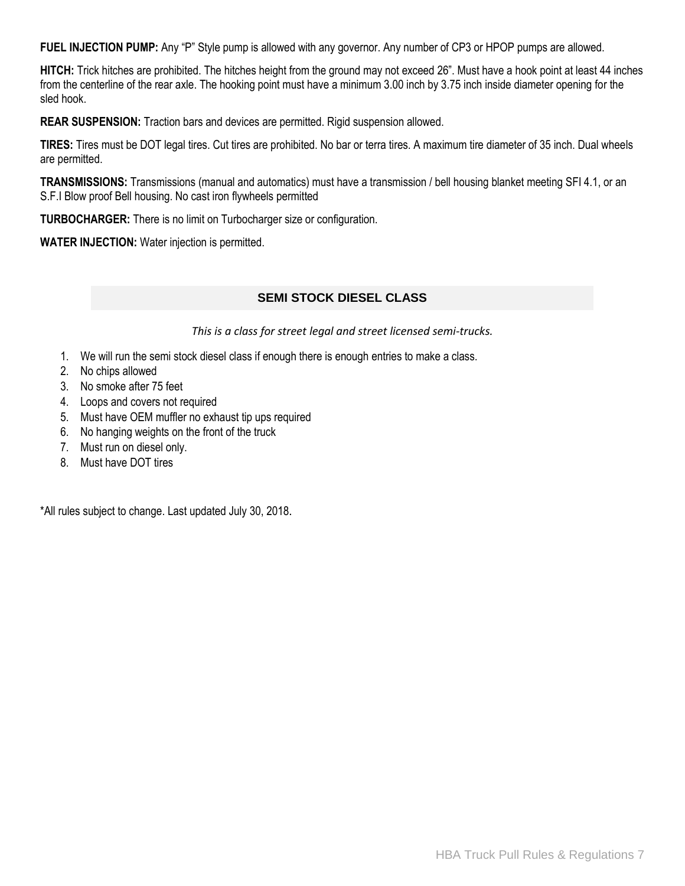**FUEL INJECTION PUMP:** Any "P" Style pump is allowed with any governor. Any number of CP3 or HPOP pumps are allowed.

**HITCH:** Trick hitches are prohibited. The hitches height from the ground may not exceed 26". Must have a hook point at least 44 inches from the centerline of the rear axle. The hooking point must have a minimum 3.00 inch by 3.75 inch inside diameter opening for the sled hook.

**REAR SUSPENSION:** Traction bars and devices are permitted. Rigid suspension allowed.

**TIRES:** Tires must be DOT legal tires. Cut tires are prohibited. No bar or terra tires. A maximum tire diameter of 35 inch. Dual wheels are permitted.

**TRANSMISSIONS:** Transmissions (manual and automatics) must have a transmission / bell housing blanket meeting SFI 4.1, or an S.F.I Blow proof Bell housing. No cast iron flywheels permitted

**TURBOCHARGER:** There is no limit on Turbocharger size or configuration.

**WATER INJECTION:** Water injection is permitted.

## SEMI STOCK DIESEL CLASS

*This is a class for street legal and street licensed semi-trucks.*

1. We will run the semi stock diesel class if enough there is enough entries to make a class.
2. No chips allowed
3. No smoke after 75 feet
4. Loops and covers not required
5. Must have OEM muffler no exhaust tip ups required
6. No hanging weights on the front of the truck
7. Must run on diesel only.
8. Must have DOT tires

*All rules subject to change. Last updated July 30, 2018.